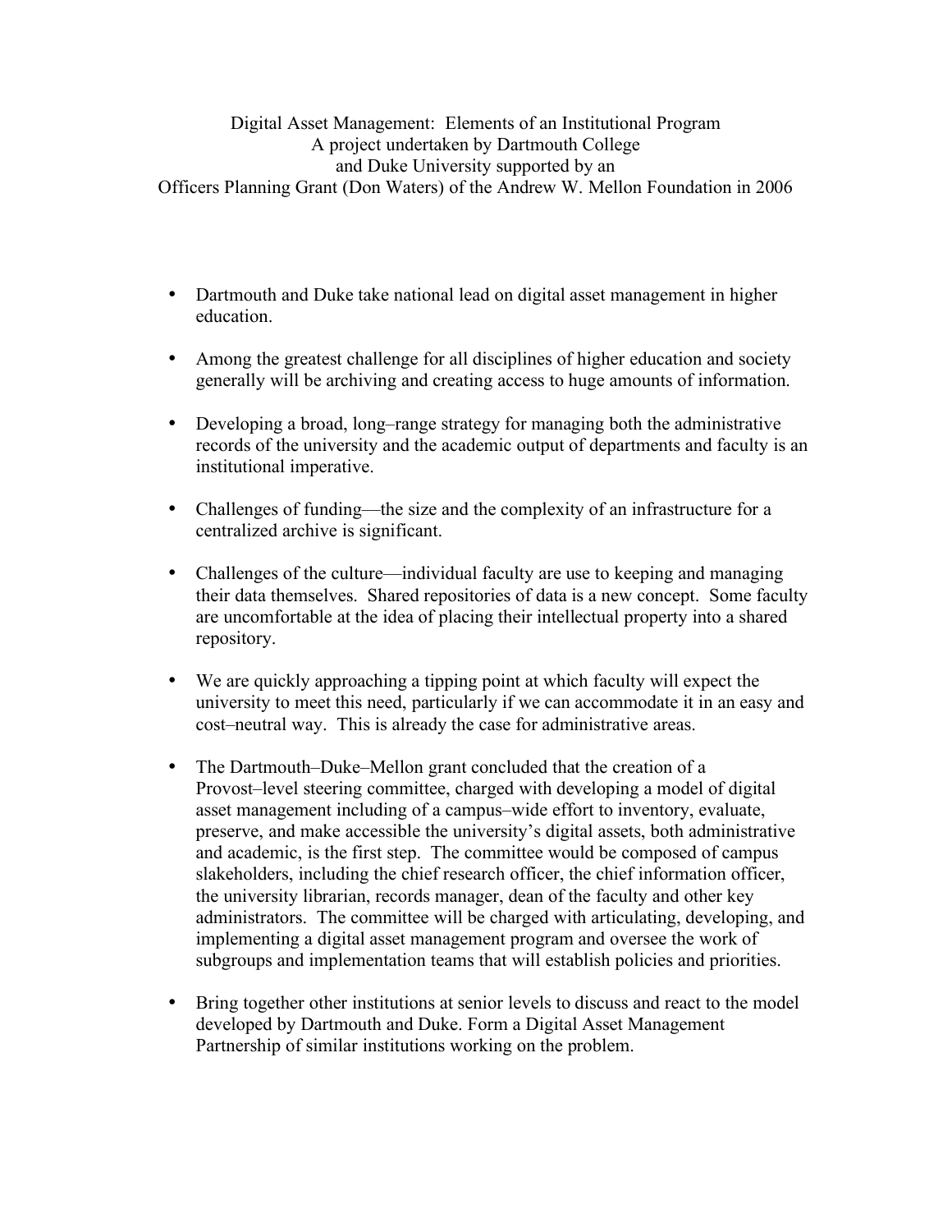Digital Asset Management: Elements of an Institutional Program
A project undertaken by Dartmouth College
and Duke University supported by an
Officers Planning Grant (Don Waters) of the Andrew W. Mellon Foundation in 2006

- Dartmouth and Duke take national lead on digital asset management in higher education.

- Among the greatest challenge for all disciplines of higher education and society generally will be archiving and creating access to huge amounts of information.

- Developing a broad, long–range strategy for managing both the administrative records of the university and the academic output of departments and faculty is an institutional imperative.

- Challenges of funding—the size and the complexity of an infrastructure for a centralized archive is significant.

- Challenges of the culture—individual faculty are use to keeping and managing their data themselves. Shared repositories of data is a new concept. Some faculty are uncomfortable at the idea of placing their intellectual property into a shared repository.

- We are quickly approaching a tipping point at which faculty will expect the university to meet this need, particularly if we can accommodate it in an easy and cost–neutral way. This is already the case for administrative areas.

- The Dartmouth–Duke–Mellon grant concluded that the creation of a Provost–level steering committee, charged with developing a model of digital asset management including of a campus–wide effort to inventory, evaluate, preserve, and make accessible the university's digital assets, both administrative and academic, is the first step. The committee would be composed of campus slakeholders, including the chief research officer, the chief information officer, the university librarian, records manager, dean of the faculty and other key administrators. The committee will be charged with articulating, developing, and implementing a digital asset management program and oversee the work of subgroups and implementation teams that will establish policies and priorities.

- Bring together other institutions at senior levels to discuss and react to the model developed by Dartmouth and Duke. Form a Digital Asset Management Partnership of similar institutions working on the problem.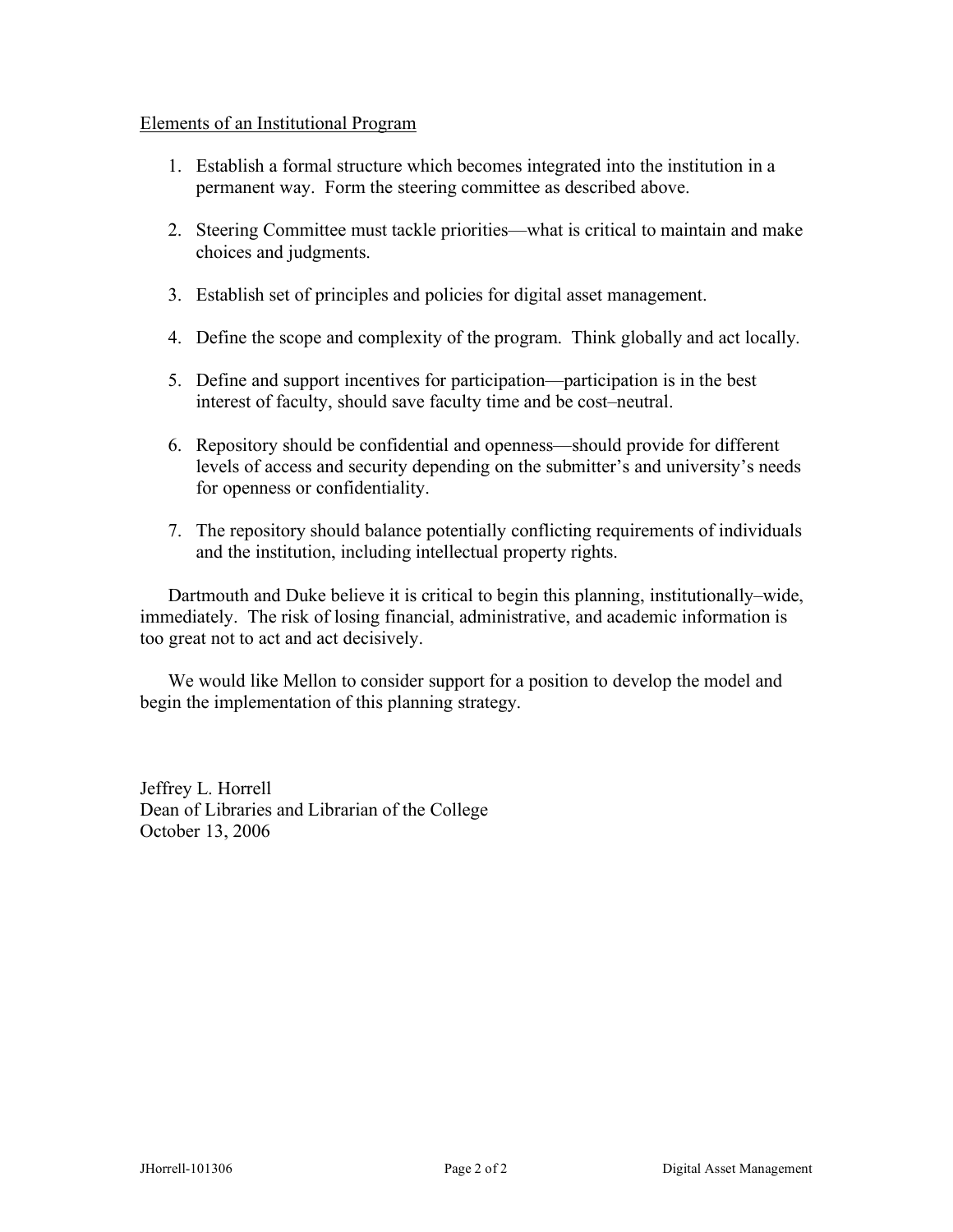Elements of an Institutional Program

1. Establish a formal structure which becomes integrated into the institution in a permanent way. Form the steering committee as described above.

2. Steering Committee must tackle priorities—what is critical to maintain and make choices and judgments.

3. Establish set of principles and policies for digital asset management.

4. Define the scope and complexity of the program. Think globally and act locally.

5. Define and support incentives for participation—participation is in the best interest of faculty, should save faculty time and be cost–neutral.

6. Repository should be confidential and openness—should provide for different levels of access and security depending on the submitter's and university's needs for openness or confidentiality.

7. The repository should balance potentially conflicting requirements of individuals and the institution, including intellectual property rights.

Dartmouth and Duke believe it is critical to begin this planning, institutionally–wide, immediately. The risk of losing financial, administrative, and academic information is too great not to act and act decisively.

We would like Mellon to consider support for a position to develop the model and begin the implementation of this planning strategy.

Jeffrey L. Horrell
Dean of Libraries and Librarian of the College
October 13, 2006